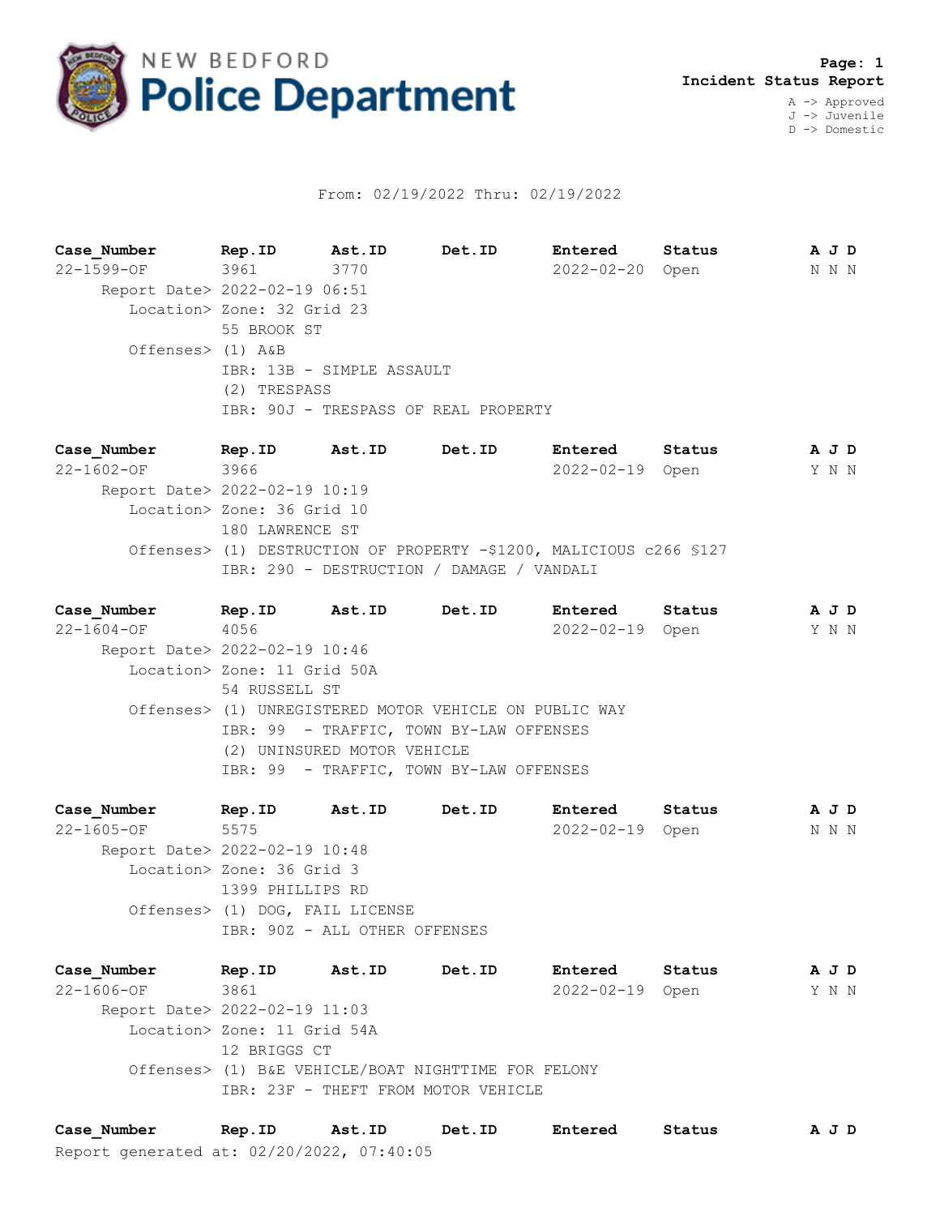# NEW BEDFORD Police Department

**Page: 1**
**Incident Status Report**

A -> Approved
J -> Juvenile
D -> Domestic

From: 02/19/2022 Thru: 02/19/2022

| Case_Number | Rep.ID | Ast.ID | Det.ID | Entered | Status | A J D |
|---|---|---|---|---|---|---|
| 22-1599-OF | 3961 | 3770 | | 2022-02-20 | Open | N N N |

Report Date> 2022-02-19 06:51
Location> Zone: 32 Grid 23
55 BROOK ST
Offenses> (1) A&B
IBR: 13B - SIMPLE ASSAULT
(2) TRESPASS
IBR: 90J - TRESPASS OF REAL PROPERTY

| Case_Number | Rep.ID | Ast.ID | Det.ID | Entered | Status | A J D |
|---|---|---|---|---|---|---|
| 22-1602-OF | 3966 | | | 2022-02-19 | Open | Y N N |

Report Date> 2022-02-19 10:19
Location> Zone: 36 Grid 10
180 LAWRENCE ST
Offenses> (1) DESTRUCTION OF PROPERTY -$1200, MALICIOUS c266 §127
IBR: 290 - DESTRUCTION / DAMAGE / VANDALI

| Case_Number | Rep.ID | Ast.ID | Det.ID | Entered | Status | A J D |
|---|---|---|---|---|---|---|
| 22-1604-OF | 4056 | | | 2022-02-19 | Open | Y N N |

Report Date> 2022-02-19 10:46
Location> Zone: 11 Grid 50A
54 RUSSELL ST
Offenses> (1) UNREGISTERED MOTOR VEHICLE ON PUBLIC WAY
IBR: 99 - TRAFFIC, TOWN BY-LAW OFFENSES
(2) UNINSURED MOTOR VEHICLE
IBR: 99 - TRAFFIC, TOWN BY-LAW OFFENSES

| Case_Number | Rep.ID | Ast.ID | Det.ID | Entered | Status | A J D |
|---|---|---|---|---|---|---|
| 22-1605-OF | 5575 | | | 2022-02-19 | Open | N N N |

Report Date> 2022-02-19 10:48
Location> Zone: 36 Grid 3
1399 PHILLIPS RD
Offenses> (1) DOG, FAIL LICENSE
IBR: 90Z - ALL OTHER OFFENSES

| Case_Number | Rep.ID | Ast.ID | Det.ID | Entered | Status | A J D |
|---|---|---|---|---|---|---|
| 22-1606-OF | 3861 | | | 2022-02-19 | Open | Y N N |

Report Date> 2022-02-19 11:03
Location> Zone: 11 Grid 54A
12 BRIGGS CT
Offenses> (1) B&E VEHICLE/BOAT NIGHTTIME FOR FELONY
IBR: 23F - THEFT FROM MOTOR VEHICLE

| Case_Number | Rep.ID | Ast.ID | Det.ID | Entered | Status | A J D |
|---|---|---|---|---|---|---|

Report generated at: 02/20/2022, 07:40:05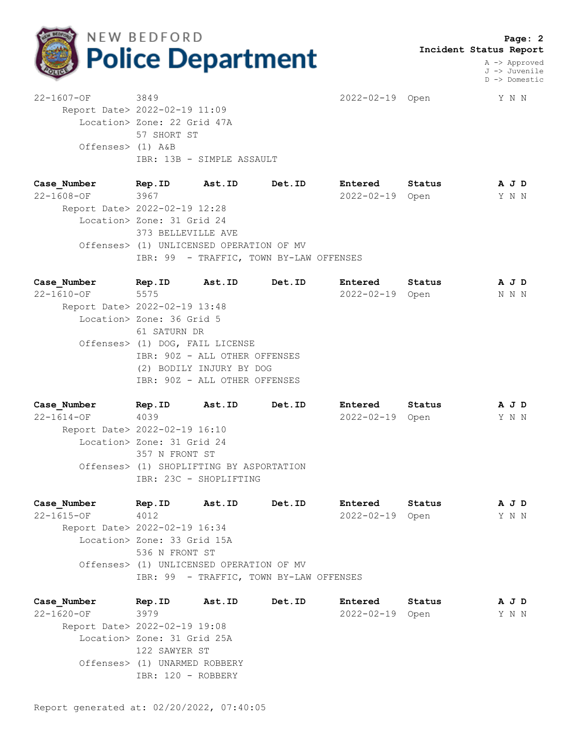**Incident Status Report**

A -> Approved
J -> Juvenile
D -> Domestic

```
22-1607-OF        3849                              2022-02-19  Open          Y N N
     Report Date> 2022-02-19 11:09
        Location> Zone: 22 Grid 47A
                  57 SHORT ST
        Offenses> (1) A&B
                  IBR: 13B - SIMPLE ASSAULT

Case_Number       Rep.ID      Ast.ID      Det.ID      Entered     Status        A J D
22-1608-OF        3967                              2022-02-19  Open          Y N N
     Report Date> 2022-02-19 12:28
        Location> Zone: 31 Grid 24
                  373 BELLEVILLE AVE
        Offenses> (1) UNLICENSED OPERATION OF MV
                  IBR: 99  - TRAFFIC, TOWN BY-LAW OFFENSES

Case_Number       Rep.ID      Ast.ID      Det.ID      Entered     Status        A J D
22-1610-OF        5575                              2022-02-19  Open          N N N
     Report Date> 2022-02-19 13:48
        Location> Zone: 36 Grid 5
                  61 SATURN DR
        Offenses> (1) DOG, FAIL LICENSE
                  IBR: 90Z - ALL OTHER OFFENSES
                  (2) BODILY INJURY BY DOG
                  IBR: 90Z - ALL OTHER OFFENSES

Case_Number       Rep.ID      Ast.ID      Det.ID      Entered     Status        A J D
22-1614-OF        4039                              2022-02-19  Open          Y N N
     Report Date> 2022-02-19 16:10
        Location> Zone: 31 Grid 24
                  357 N FRONT ST
        Offenses> (1) SHOPLIFTING BY ASPORTATION
                  IBR: 23C - SHOPLIFTING

Case_Number       Rep.ID      Ast.ID      Det.ID      Entered     Status        A J D
22-1615-OF        4012                              2022-02-19  Open          Y N N
     Report Date> 2022-02-19 16:34
        Location> Zone: 33 Grid 15A
                  536 N FRONT ST
        Offenses> (1) UNLICENSED OPERATION OF MV
                  IBR: 99  - TRAFFIC, TOWN BY-LAW OFFENSES

Case_Number       Rep.ID      Ast.ID      Det.ID      Entered     Status        A J D
22-1620-OF        3979                              2022-02-19  Open          Y N N
     Report Date> 2022-02-19 19:08
        Location> Zone: 31 Grid 25A
                  122 SAWYER ST
        Offenses> (1) UNARMED ROBBERY
                  IBR: 120 - ROBBERY
```

Report generated at: 02/20/2022, 07:40:05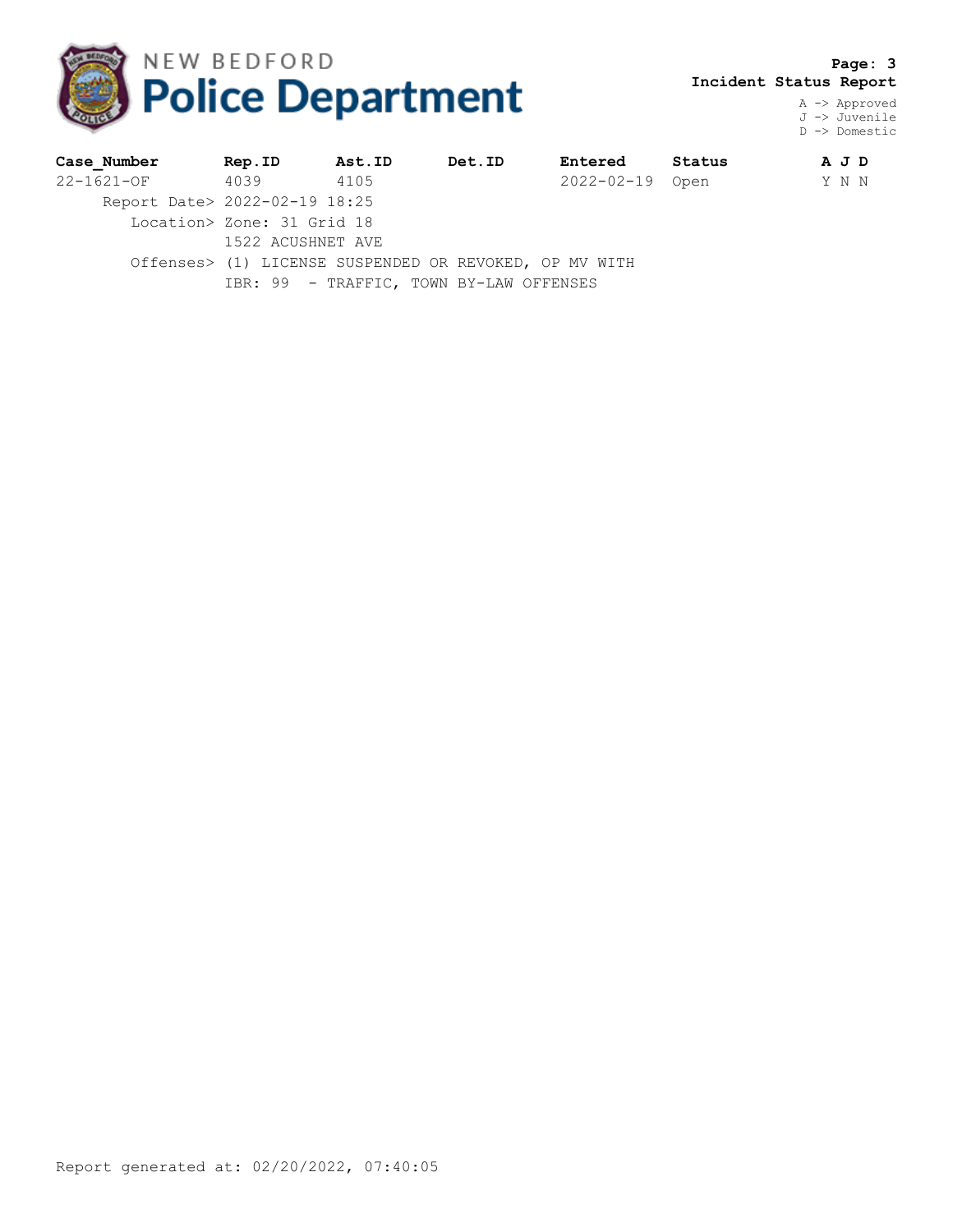# NEW BEDFORD Police Department

**Incident Status Report**

A -> Approved
J -> Juvenile
D -> Domestic

| Case_Number | Rep.ID | Ast.ID | Det.ID | Entered | Status | A J D |
|---|---|---|---|---|---|---|
| 22-1621-OF | 4039 | 4105 | | 2022-02-19 | Open | Y N N |

Report Date> 2022-02-19 18:25
Location> Zone: 31 Grid 18
1522 ACUSHNET AVE
Offenses> (1) LICENSE SUSPENDED OR REVOKED, OP MV WITH
IBR: 99 - TRAFFIC, TOWN BY-LAW OFFENSES

Report generated at: 02/20/2022, 07:40:05